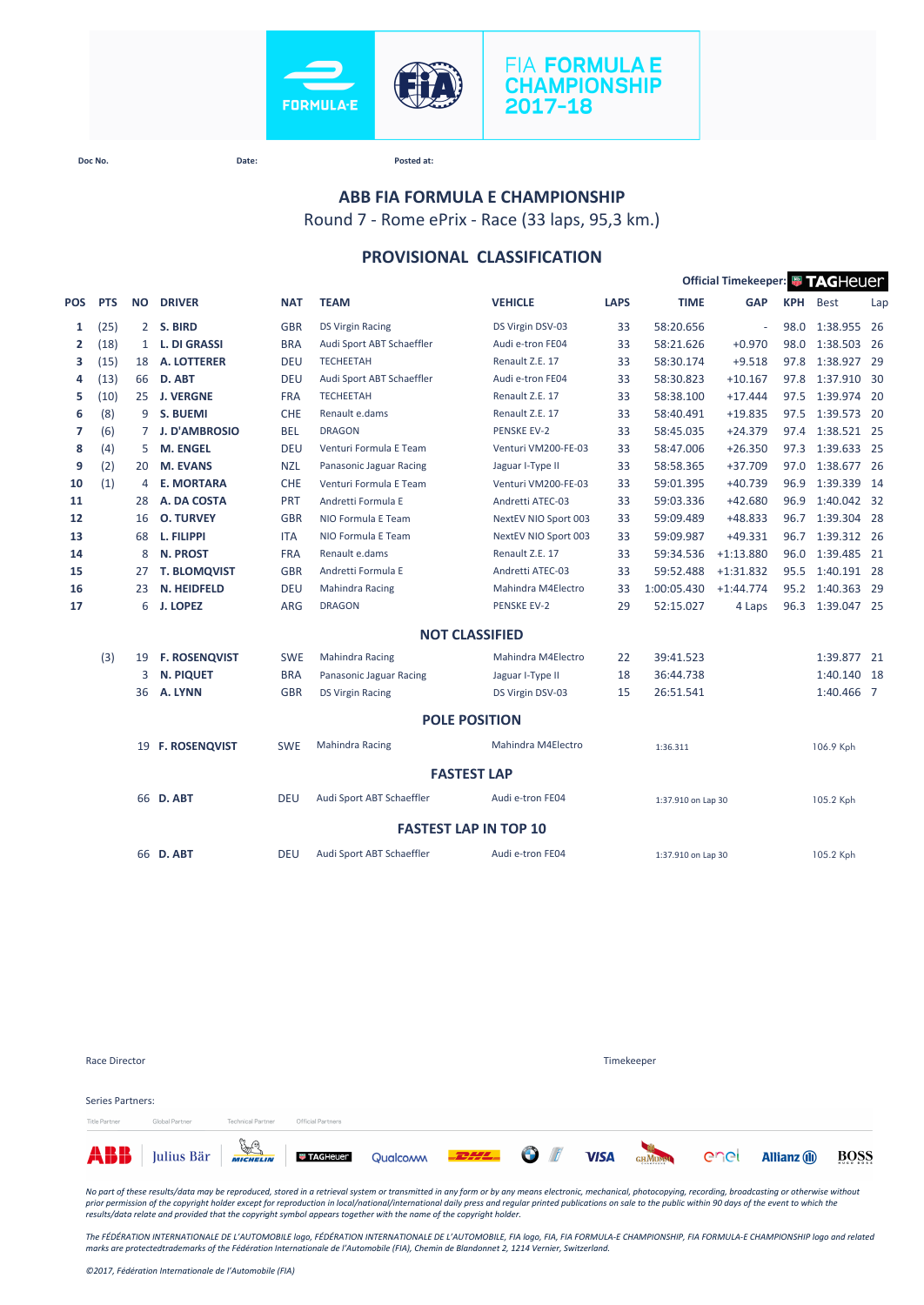FIA FORMULA E CHAMPIONSHIP 2017-18

Doc No. Date: Posted at:

# ABB FIA FORMULA E CHAMPIONSHIP

Round 7 - Rome ePrix - Race (33 laps, 95,3 km.)

## PROVISIONAL CLASSIFICATION

Official Timekeeper: TAGHeuer

| POS | PTS | NO | DRIVER | NAT | TEAM | VEHICLE | LAPS | TIME | GAP | KPH | Best | Lap |
|---|---|---|---|---|---|---|---|---|---|---|---|---|
| 1 | (25) | 2 | S. BIRD | GBR | DS Virgin Racing | DS Virgin DSV-03 | 33 | 58:20.656 | - | 98.0 | 1:38.955 | 26 |
| 2 | (18) | 1 | L. DI GRASSI | BRA | Audi Sport ABT Schaeffler | Audi e-tron FE04 | 33 | 58:21.626 | +0.970 | 98.0 | 1:38.503 | 26 |
| 3 | (15) | 18 | A. LOTTERER | DEU | TECHEETAH | Renault Z.E. 17 | 33 | 58:30.174 | +9.518 | 97.8 | 1:38.927 | 29 |
| 4 | (13) | 66 | D. ABT | DEU | Audi Sport ABT Schaeffler | Audi e-tron FE04 | 33 | 58:30.823 | +10.167 | 97.8 | 1:37.910 | 30 |
| 5 | (10) | 25 | J. VERGNE | FRA | TECHEETAH | Renault Z.E. 17 | 33 | 58:38.100 | +17.444 | 97.5 | 1:39.974 | 20 |
| 6 | (8) | 9 | S. BUEMI | CHE | Renault e.dams | Renault Z.E. 17 | 33 | 58:40.491 | +19.835 | 97.5 | 1:39.573 | 20 |
| 7 | (6) | 7 | J. D'AMBROSIO | BEL | DRAGON | PENSKE EV-2 | 33 | 58:45.035 | +24.379 | 97.4 | 1:38.521 | 25 |
| 8 | (4) | 5 | M. ENGEL | DEU | Venturi Formula E Team | Venturi VM200-FE-03 | 33 | 58:47.006 | +26.350 | 97.3 | 1:39.633 | 25 |
| 9 | (2) | 20 | M. EVANS | NZL | Panasonic Jaguar Racing | Jaguar I-Type II | 33 | 58:58.365 | +37.709 | 97.0 | 1:38.677 | 26 |
| 10 | (1) | 4 | E. MORTARA | CHE | Venturi Formula E Team | Venturi VM200-FE-03 | 33 | 59:01.395 | +40.739 | 96.9 | 1:39.339 | 14 |
| 11 | | 28 | A. DA COSTA | PRT | Andretti Formula E | Andretti ATEC-03 | 33 | 59:03.336 | +42.680 | 96.9 | 1:40.042 | 32 |
| 12 | | 16 | O. TURVEY | GBR | NIO Formula E Team | NextEV NIO Sport 003 | 33 | 59:09.489 | +48.833 | 96.7 | 1:39.304 | 28 |
| 13 | | 68 | L. FILIPPI | ITA | NIO Formula E Team | NextEV NIO Sport 003 | 33 | 59:09.987 | +49.331 | 96.7 | 1:39.312 | 26 |
| 14 | | 8 | N. PROST | FRA | Renault e.dams | Renault Z.E. 17 | 33 | 59:34.536 | +1:13.880 | 96.0 | 1:39.485 | 21 |
| 15 | | 27 | T. BLOMQVIST | GBR | Andretti Formula E | Andretti ATEC-03 | 33 | 59:52.488 | +1:31.832 | 95.5 | 1:40.191 | 28 |
| 16 | | 23 | N. HEIDFELD | DEU | Mahindra Racing | Mahindra M4Electro | 33 | 1:00:05.430 | +1:44.774 | 95.2 | 1:40.363 | 29 |
| 17 | | 6 | J. LOPEZ | ARG | DRAGON | PENSKE EV-2 | 29 | 52:15.027 | 4 Laps | 96.3 | 1:39.047 | 25 |

### NOT CLASSIFIED

| POS | PTS | NO | DRIVER | NAT | TEAM | VEHICLE | LAPS | TIME | GAP | KPH | Best | Lap |
|---|---|---|---|---|---|---|---|---|---|---|---|---|
| | (3) | 19 | F. ROSENQVIST | SWE | Mahindra Racing | Mahindra M4Electro | 22 | 39:41.523 | | | 1:39.877 | 21 |
| | | 3 | N. PIQUET | BRA | Panasonic Jaguar Racing | Jaguar I-Type II | 18 | 36:44.738 | | | 1:40.140 | 18 |
| | | 36 | A. LYNN | GBR | DS Virgin Racing | DS Virgin DSV-03 | 15 | 26:51.541 | | | 1:40.466 | 7 |

### POLE POSITION

| NO | DRIVER | NAT | TEAM | VEHICLE | TIME | KPH |
|---|---|---|---|---|---|---|
| 19 | F. ROSENQVIST | SWE | Mahindra Racing | Mahindra M4Electro | 1:36.311 | 106.9 Kph |

### FASTEST LAP

| NO | DRIVER | NAT | TEAM | VEHICLE | TIME | KPH |
|---|---|---|---|---|---|---|
| 66 | D. ABT | DEU | Audi Sport ABT Schaeffler | Audi e-tron FE04 | 1:37.910 on Lap 30 | 105.2 Kph |

### FASTEST LAP IN TOP 10

| NO | DRIVER | NAT | TEAM | VEHICLE | TIME | KPH |
|---|---|---|---|---|---|---|
| 66 | D. ABT | DEU | Audi Sport ABT Schaeffler | Audi e-tron FE04 | 1:37.910 on Lap 30 | 105.2 Kph |

Race Director

Timekeeper

Series Partners:

Title Partner Global Partner Technical Partner Official Partners

*No part of these results/data may be reproduced, stored in a retrieval system or transmitted in any form or by any means electronic, mechanical, photocopying, recording, broadcasting or otherwise without prior permission of the copyright holder except for reproduction in local/national/international daily press and regular printed publications on sale to the public within 90 days of the event to which the results/data relate and provided that the copyright symbol appears together with the name of the copyright holder.*

*The FÉDÉRATION INTERNATIONALE DE L'AUTOMOBILE logo, FÉDÉRATION INTERNATIONALE DE L'AUTOMOBILE, FIA logo, FIA, FIA FORMULA-E CHAMPIONSHIP, FIA FORMULA-E CHAMPIONSHIP logo and related marks are protectedtrademarks of the Fédération Internationale de l'Automobile (FIA), Chemin de Blandonnet 2, 1214 Vernier, Switzerland.*

*©2017, Fédération Internationale de l'Automobile (FIA)*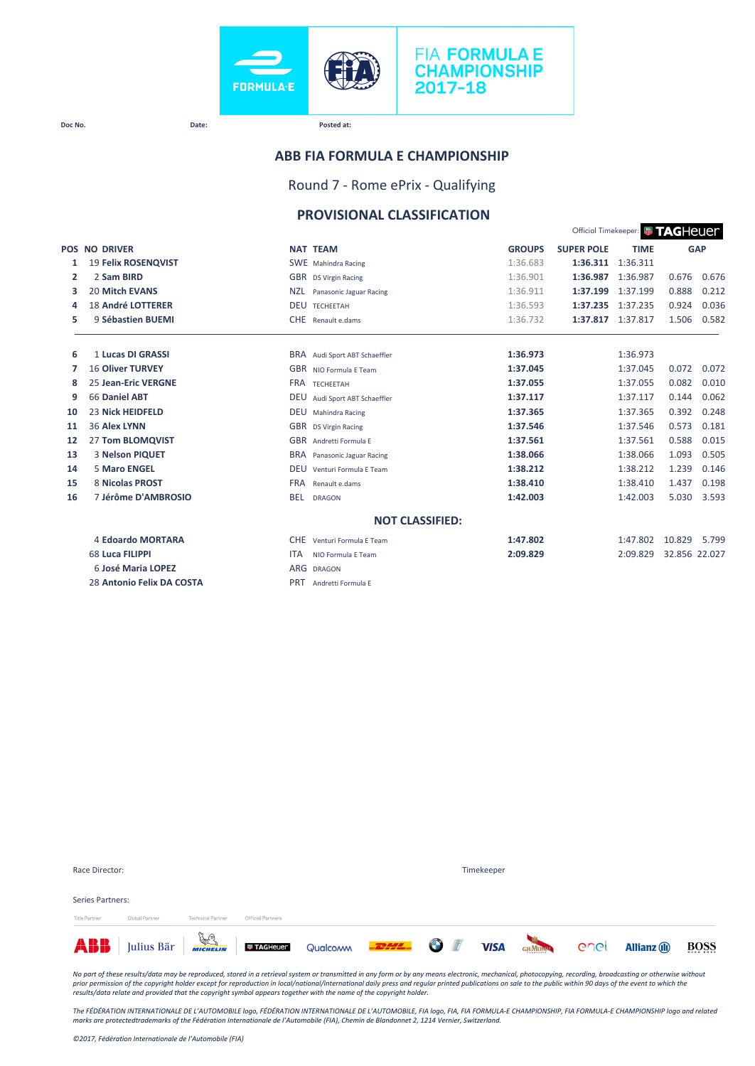FIA FORMULA E CHAMPIONSHIP 2017-18

Doc No.　　　Date:　　　Posted at:

## ABB FIA FORMULA E CHAMPIONSHIP

### Round 7 - Rome ePrix - Qualifying

## PROVISIONAL CLASSIFICATION

Official Timekeeper: TAGHeuer

| POS | NO | DRIVER | NAT | TEAM | GROUPS | SUPER POLE | TIME | GAP | |
|---|---|---|---|---|---|---|---|---|---|
| 1 | 19 | **Felix ROSENQVIST** | SWE | Mahindra Racing | 1:36.683 | **1:36.311** | 1:36.311 | | |
| 2 | 2 | **Sam BIRD** | GBR | DS Virgin Racing | 1:36.901 | **1:36.987** | 1:36.987 | 0.676 | 0.676 |
| 3 | 20 | **Mitch EVANS** | NZL | Panasonic Jaguar Racing | 1:36.911 | **1:37.199** | 1:37.199 | 0.888 | 0.212 |
| 4 | 18 | **André LOTTERER** | DEU | TECHEETAH | 1:36.593 | **1:37.235** | 1:37.235 | 0.924 | 0.036 |
| 5 | 9 | **Sébastien BUEMI** | CHE | Renault e.dams | 1:36.732 | **1:37.817** | 1:37.817 | 1.506 | 0.582 |
| 6 | 1 | **Lucas DI GRASSI** | BRA | Audi Sport ABT Schaeffler | **1:36.973** | | 1:36.973 | | |
| 7 | 16 | **Oliver TURVEY** | GBR | NIO Formula E Team | **1:37.045** | | 1:37.045 | 0.072 | 0.072 |
| 8 | 25 | **Jean-Eric VERGNE** | FRA | TECHEETAH | **1:37.055** | | 1:37.055 | 0.082 | 0.010 |
| 9 | 66 | **Daniel ABT** | DEU | Audi Sport ABT Schaeffler | **1:37.117** | | 1:37.117 | 0.144 | 0.062 |
| 10 | 23 | **Nick HEIDFELD** | DEU | Mahindra Racing | **1:37.365** | | 1:37.365 | 0.392 | 0.248 |
| 11 | 36 | **Alex LYNN** | GBR | DS Virgin Racing | **1:37.546** | | 1:37.546 | 0.573 | 0.181 |
| 12 | 27 | **Tom BLOMQVIST** | GBR | Andretti Formula E | **1:37.561** | | 1:37.561 | 0.588 | 0.015 |
| 13 | 3 | **Nelson PIQUET** | BRA | Panasonic Jaguar Racing | **1:38.066** | | 1:38.066 | 1.093 | 0.505 |
| 14 | 5 | **Maro ENGEL** | DEU | Venturi Formula E Team | **1:38.212** | | 1:38.212 | 1.239 | 0.146 |
| 15 | 8 | **Nicolas PROST** | FRA | Renault e.dams | **1:38.410** | | 1:38.410 | 1.437 | 0.198 |
| 16 | 7 | **Jérôme D'AMBROSIO** | BEL | DRAGON | **1:42.003** | | 1:42.003 | 5.030 | 3.593 |

### NOT CLASSIFIED:

| POS | NO | DRIVER | NAT | TEAM | GROUPS | SUPER POLE | TIME | GAP | |
|---|---|---|---|---|---|---|---|---|---|
| | 4 | **Edoardo MORTARA** | CHE | Venturi Formula E Team | **1:47.802** | | 1:47.802 | 10.829 | 5.799 |
| | 68 | **Luca FILIPPI** | ITA | NIO Formula E Team | **2:09.829** | | 2:09.829 | 32.856 | 22.027 |
| | 6 | **José Maria LOPEZ** | ARG | DRAGON | | | | | |
| | 28 | **Antonio Felix DA COSTA** | PRT | Andretti Formula E | | | | | |

Race Director:　　　Timekeeper

Series Partners:

Title Partner　Global Partner　Technical Partner　Official Partners

ABB　Julius Bär　MICHELIN　TAGHeuer　Qualcomm　DHL　BMW　VISA　G.H.MUMM　enel　Allianz　BOSS

*No part of these results/data may be reproduced, stored in a retrieval system or transmitted in any form or by any means electronic, mechanical, photocopying, recording, broadcasting or otherwise without prior permission of the copyright holder except for reproduction in local/national/international daily press and regular printed publications on sale to the public within 90 days of the event to which the results/data relate and provided that the copyright symbol appears together with the name of the copyright holder.*

*The FÉDÉRATION INTERNATIONALE DE L'AUTOMOBILE logo, FÉDÉRATION INTERNATIONALE DE L'AUTOMOBILE, FIA logo, FIA, FIA FORMULA-E CHAMPIONSHIP, FIA FORMULA-E CHAMPIONSHIP logo and related marks are protectedtrademarks of the Fédération Internationale de l'Automobile (FIA), Chemin de Blandonnet 2, 1214 Vernier, Switzerland.*

*©2017, Fédération Internationale de l'Automobile (FIA)*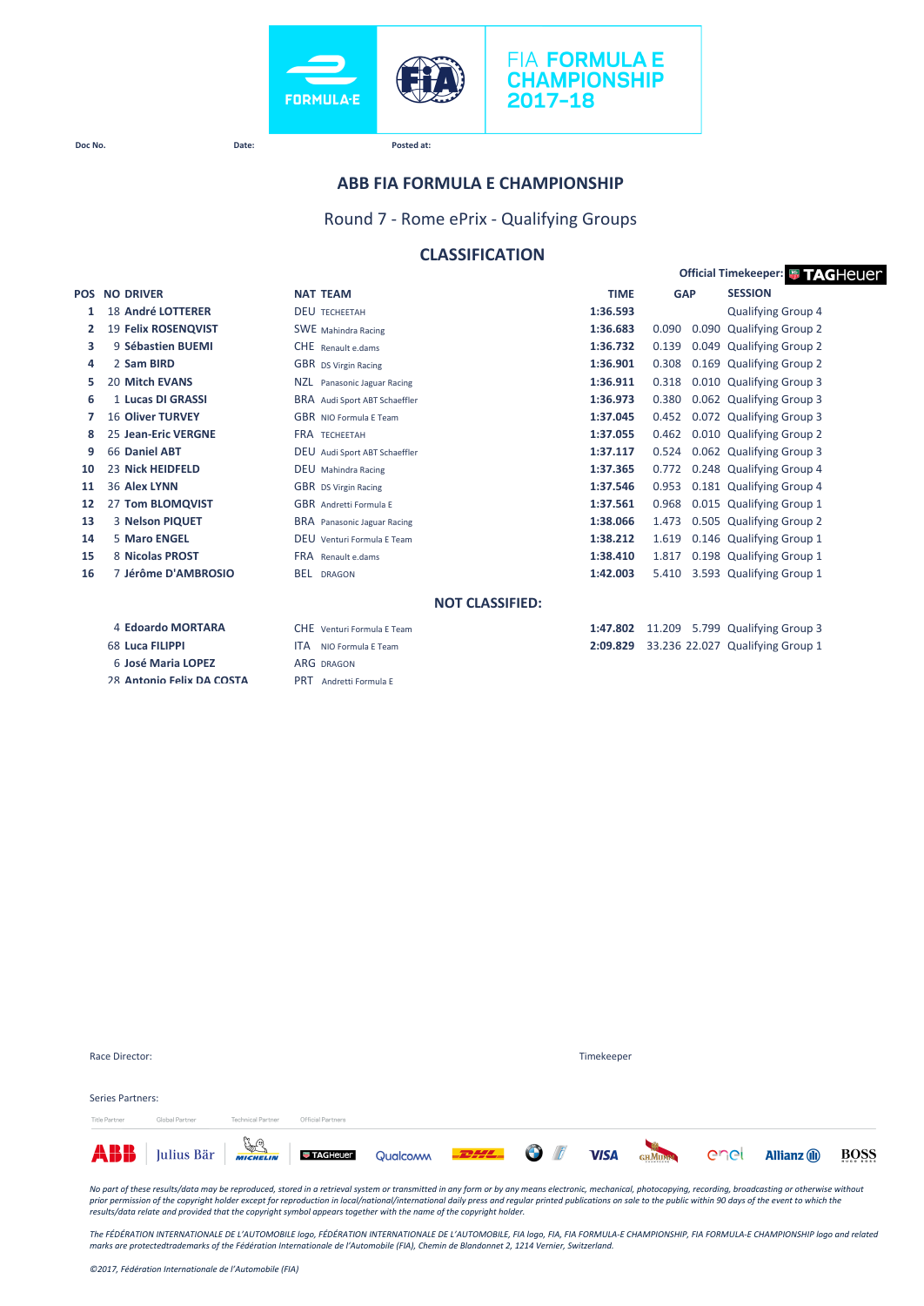FIA FORMULA E CHAMPIONSHIP 2017-18

Doc No. Date: Posted at:

## ABB FIA FORMULA E CHAMPIONSHIP

Round 7 - Rome ePrix - Qualifying Groups

### CLASSIFICATION

Official Timekeeper: TAG Heuer

| POS | NO | DRIVER | NAT | TEAM | TIME | GAP | | SESSION |
|---|---|---|---|---|---|---|---|---|
| 1 | 18 | André LOTTERER | DEU | TECHEETAH | 1:36.593 | | | Qualifying Group 4 |
| 2 | 19 | Felix ROSENQVIST | SWE | Mahindra Racing | 1:36.683 | 0.090 | 0.090 | Qualifying Group 2 |
| 3 | 9 | Sébastien BUEMI | CHE | Renault e.dams | 1:36.732 | 0.139 | 0.049 | Qualifying Group 2 |
| 4 | 2 | Sam BIRD | GBR | DS Virgin Racing | 1:36.901 | 0.308 | 0.169 | Qualifying Group 2 |
| 5 | 20 | Mitch EVANS | NZL | Panasonic Jaguar Racing | 1:36.911 | 0.318 | 0.010 | Qualifying Group 3 |
| 6 | 1 | Lucas DI GRASSI | BRA | Audi Sport ABT Schaeffler | 1:36.973 | 0.380 | 0.062 | Qualifying Group 3 |
| 7 | 16 | Oliver TURVEY | GBR | NIO Formula E Team | 1:37.045 | 0.452 | 0.072 | Qualifying Group 3 |
| 8 | 25 | Jean-Eric VERGNE | FRA | TECHEETAH | 1:37.055 | 0.462 | 0.010 | Qualifying Group 2 |
| 9 | 66 | Daniel ABT | DEU | Audi Sport ABT Schaeffler | 1:37.117 | 0.524 | 0.062 | Qualifying Group 3 |
| 10 | 23 | Nick HEIDFELD | DEU | Mahindra Racing | 1:37.365 | 0.772 | 0.248 | Qualifying Group 4 |
| 11 | 36 | Alex LYNN | GBR | DS Virgin Racing | 1:37.546 | 0.953 | 0.181 | Qualifying Group 4 |
| 12 | 27 | Tom BLOMQVIST | GBR | Andretti Formula E | 1:37.561 | 0.968 | 0.015 | Qualifying Group 1 |
| 13 | 3 | Nelson PIQUET | BRA | Panasonic Jaguar Racing | 1:38.066 | 1.473 | 0.505 | Qualifying Group 2 |
| 14 | 5 | Maro ENGEL | DEU | Venturi Formula E Team | 1:38.212 | 1.619 | 0.146 | Qualifying Group 1 |
| 15 | 8 | Nicolas PROST | FRA | Renault e.dams | 1:38.410 | 1.817 | 0.198 | Qualifying Group 1 |
| 16 | 7 | Jérôme D'AMBROSIO | BEL | DRAGON | 1:42.003 | 5.410 | 3.593 | Qualifying Group 1 |

**NOT CLASSIFIED:**

| POS | NO | DRIVER | NAT | TEAM | TIME | GAP | | SESSION |
|---|---|---|---|---|---|---|---|---|
| | 4 | Edoardo MORTARA | CHE | Venturi Formula E Team | 1:47.802 | 11.209 | 5.799 | Qualifying Group 3 |
| | 68 | Luca FILIPPI | ITA | NIO Formula E Team | 2:09.829 | 33.236 | 22.027 | Qualifying Group 1 |
| | 6 | José Maria LOPEZ | ARG | DRAGON | | | | |
| | 28 | Antonio Felix DA COSTA | PRT | Andretti Formula E | | | | |

Race Director: Timekeeper

Series Partners:

Title Partner Global Partner Technical Partner Official Partners

*No part of these results/data may be reproduced, stored in a retrieval system or transmitted in any form or by any means electronic, mechanical, photocopying, recording, broadcasting or otherwise without prior permission of the copyright holder except for reproduction in local/national/international daily press and regular printed publications on sale to the public within 90 days of the event to which the results/data relate and provided that the copyright symbol appears together with the name of the copyright holder.*

*The FÉDÉRATION INTERNATIONALE DE L'AUTOMOBILE logo, FÉDÉRATION INTERNATIONALE DE L'AUTOMOBILE, FIA logo, FIA, FIA FORMULA-E CHAMPIONSHIP, FIA FORMULA-E CHAMPIONSHIP logo and related marks are protectedtrademarks of the Fédération Internationale de l'Automobile (FIA), Chemin de Blandonnet 2, 1214 Vernier, Switzerland.*

*©2017, Fédération Internationale de l'Automobile (FIA)*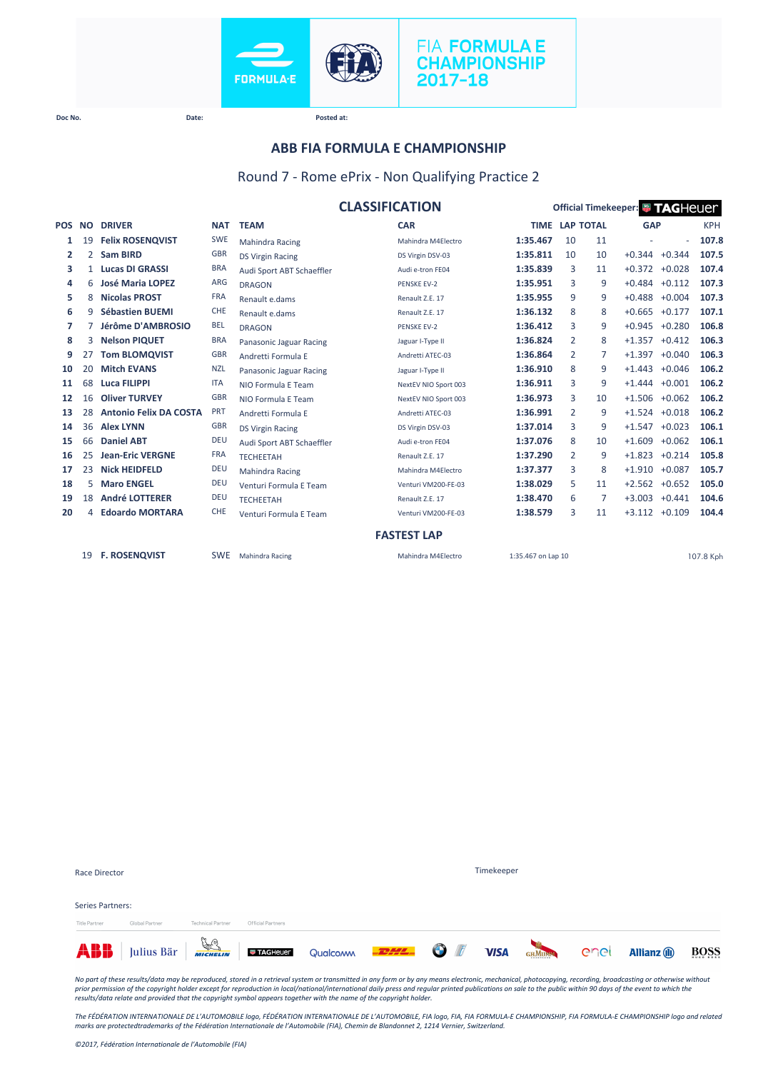FIA FORMULA E CHAMPIONSHIP 2017-18

Doc No. Date: Posted at:

# ABB FIA FORMULA E CHAMPIONSHIP

## Round 7 - Rome ePrix - Non Qualifying Practice 2

### CLASSIFICATION

Official Timekeeper: TAGHeuer

| POS | NO | DRIVER | NAT | TEAM | CAR | TIME | LAP | TOTAL | GAP | | KPH |
|---|---|---|---|---|---|---|---|---|---|---|---|
| 1 | 19 | **Felix ROSENQVIST** | SWE | Mahindra Racing | Mahindra M4Electro | **1:35.467** | 10 | 11 | - | - | **107.8** |
| 2 | 2 | **Sam BIRD** | GBR | DS Virgin Racing | DS Virgin DSV-03 | **1:35.811** | 10 | 10 | +0.344 | +0.344 | **107.5** |
| 3 | 1 | **Lucas DI GRASSI** | BRA | Audi Sport ABT Schaeffler | Audi e-tron FE04 | **1:35.839** | 3 | 11 | +0.372 | +0.028 | **107.4** |
| 4 | 6 | **José Maria LOPEZ** | ARG | DRAGON | PENSKE EV-2 | **1:35.951** | 3 | 9 | +0.484 | +0.112 | **107.3** |
| 5 | 8 | **Nicolas PROST** | FRA | Renault e.dams | Renault Z.E. 17 | **1:35.955** | 9 | 9 | +0.488 | +0.004 | **107.3** |
| 6 | 9 | **Sébastien BUEMI** | CHE | Renault e.dams | Renault Z.E. 17 | **1:36.132** | 8 | 8 | +0.665 | +0.177 | **107.1** |
| 7 | 7 | **Jérôme D'AMBROSIO** | BEL | DRAGON | PENSKE EV-2 | **1:36.412** | 3 | 9 | +0.945 | +0.280 | **106.8** |
| 8 | 3 | **Nelson PIQUET** | BRA | Panasonic Jaguar Racing | Jaguar I-Type II | **1:36.824** | 2 | 8 | +1.357 | +0.412 | **106.3** |
| 9 | 27 | **Tom BLOMQVIST** | GBR | Andretti Formula E | Andretti ATEC-03 | **1:36.864** | 2 | 7 | +1.397 | +0.040 | **106.3** |
| 10 | 20 | **Mitch EVANS** | NZL | Panasonic Jaguar Racing | Jaguar I-Type II | **1:36.910** | 8 | 9 | +1.443 | +0.046 | **106.2** |
| 11 | 68 | **Luca FILIPPI** | ITA | NIO Formula E Team | NextEV NIO Sport 003 | **1:36.911** | 3 | 9 | +1.444 | +0.001 | **106.2** |
| 12 | 16 | **Oliver TURVEY** | GBR | NIO Formula E Team | NextEV NIO Sport 003 | **1:36.973** | 3 | 10 | +1.506 | +0.062 | **106.2** |
| 13 | 28 | **Antonio Felix DA COSTA** | PRT | Andretti Formula E | Andretti ATEC-03 | **1:36.991** | 2 | 9 | +1.524 | +0.018 | **106.2** |
| 14 | 36 | **Alex LYNN** | GBR | DS Virgin Racing | DS Virgin DSV-03 | **1:37.014** | 3 | 9 | +1.547 | +0.023 | **106.1** |
| 15 | 66 | **Daniel ABT** | DEU | Audi Sport ABT Schaeffler | Audi e-tron FE04 | **1:37.076** | 8 | 10 | +1.609 | +0.062 | **106.1** |
| 16 | 25 | **Jean-Eric VERGNE** | FRA | TECHEETAH | Renault Z.E. 17 | **1:37.290** | 2 | 9 | +1.823 | +0.214 | **105.8** |
| 17 | 23 | **Nick HEIDFELD** | DEU | Mahindra Racing | Mahindra M4Electro | **1:37.377** | 3 | 8 | +1.910 | +0.087 | **105.7** |
| 18 | 5 | **Maro ENGEL** | DEU | Venturi Formula E Team | Venturi VM200-FE-03 | **1:38.029** | 5 | 11 | +2.562 | +0.652 | **105.0** |
| 19 | 18 | **André LOTTERER** | DEU | TECHEETAH | Renault Z.E. 17 | **1:38.470** | 6 | 7 | +3.003 | +0.441 | **104.6** |
| 20 | 4 | **Edoardo MORTARA** | CHE | Venturi Formula E Team | Venturi VM200-FE-03 | **1:38.579** | 3 | 11 | +3.112 | +0.109 | **104.4** |

### FASTEST LAP

| NO | DRIVER | NAT | TEAM | CAR | TIME | KPH |
|---|---|---|---|---|---|---|
| 19 | **F. ROSENQVIST** | SWE | Mahindra Racing | Mahindra M4Electro | 1:35.467 on Lap 10 | 107.8 Kph |

Race Director

Timekeeper

Series Partners:

Title Partner | Global Partner | Technical Partner | Official Partners

ABB | Julius Bär | MICHELIN | TAGHeuer | Qualcomm | DHL | BMW | VISA | G.H.MUMM | enel | Allianz | BOSS

*No part of these results/data may be reproduced, stored in a retrieval system or transmitted in any form or by any means electronic, mechanical, photocopying, recording, broadcasting or otherwise without prior permission of the copyright holder except for reproduction in local/national/international daily press and regular printed publications on sale to the public within 90 days of the event to which the results/data relate and provided that the copyright symbol appears together with the name of the copyright holder.*

*The FÉDÉRATION INTERNATIONALE DE L'AUTOMOBILE logo, FÉDÉRATION INTERNATIONALE DE L'AUTOMOBILE, FIA logo, FIA, FIA FORMULA-E CHAMPIONSHIP, FIA FORMULA-E CHAMPIONSHIP logo and related marks are protectedtrademarks of the Fédération Internationale de l'Automobile (FIA), Chemin de Blandonnet 2, 1214 Vernier, Switzerland.*

*©2017, Fédération Internationale de l'Automobile (FIA)*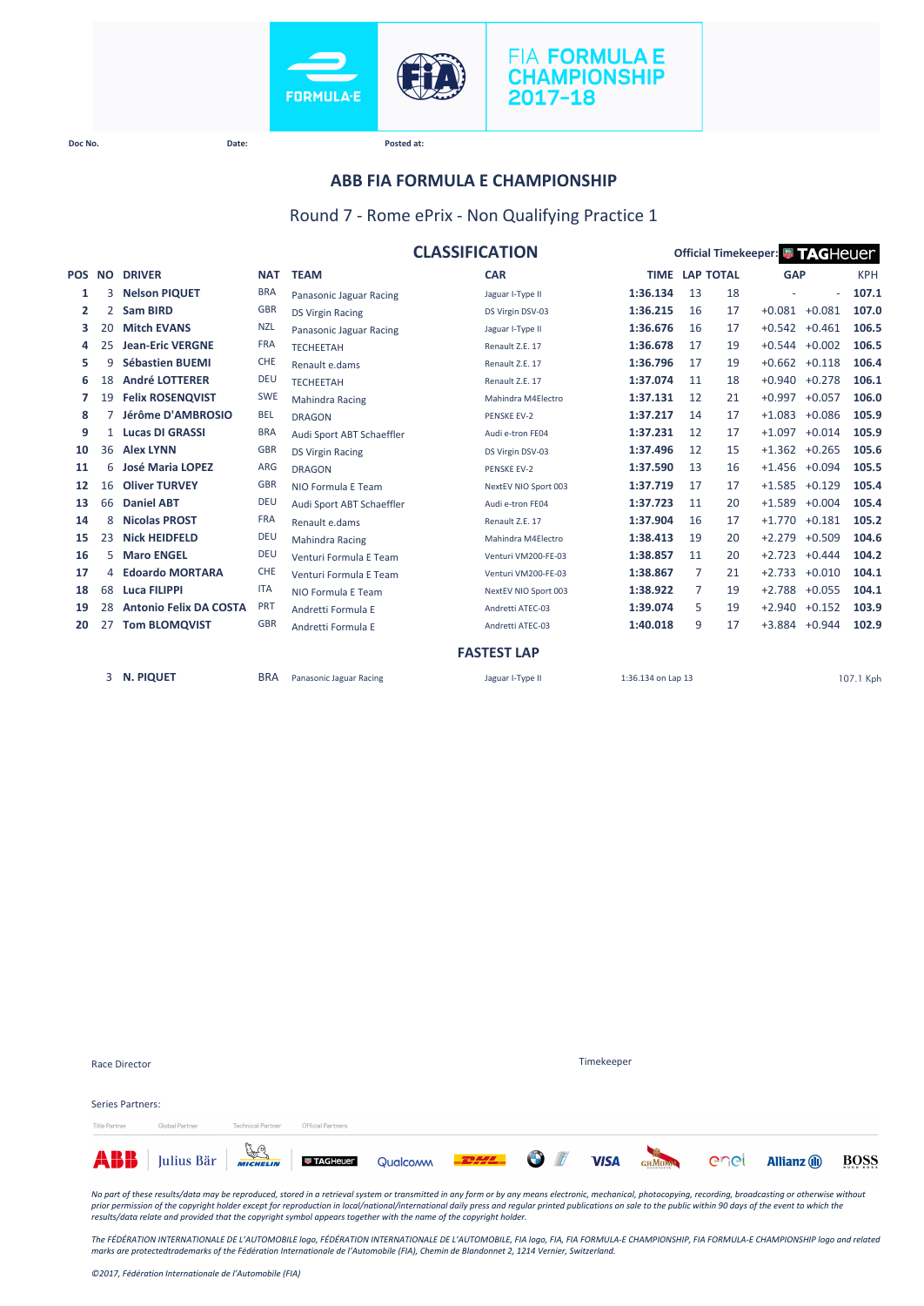FIA FORMULA E CHAMPIONSHIP 2017-18

Doc No. Date: Posted at:

# ABB FIA FORMULA E CHAMPIONSHIP

## Round 7 - Rome ePrix - Non Qualifying Practice 1

### CLASSIFICATION

Official Timekeeper: TAGHeuer

| POS | NO | DRIVER | NAT | TEAM | CAR | TIME | LAP | TOTAL | GAP | | KPH |
|---|---|---|---|---|---|---|---|---|---|---|---|
| 1 | 3 | Nelson PIQUET | BRA | Panasonic Jaguar Racing | Jaguar I-Type II | 1:36.134 | 13 | 18 | - | - | 107.1 |
| 2 | 2 | Sam BIRD | GBR | DS Virgin Racing | DS Virgin DSV-03 | 1:36.215 | 16 | 17 | +0.081 | +0.081 | 107.0 |
| 3 | 20 | Mitch EVANS | NZL | Panasonic Jaguar Racing | Jaguar I-Type II | 1:36.676 | 16 | 17 | +0.542 | +0.461 | 106.5 |
| 4 | 25 | Jean-Eric VERGNE | FRA | TECHEETAH | Renault Z.E. 17 | 1:36.678 | 17 | 19 | +0.544 | +0.002 | 106.5 |
| 5 | 9 | Sébastien BUEMI | CHE | Renault e.dams | Renault Z.E. 17 | 1:36.796 | 17 | 19 | +0.662 | +0.118 | 106.4 |
| 6 | 18 | André LOTTERER | DEU | TECHEETAH | Renault Z.E. 17 | 1:37.074 | 11 | 18 | +0.940 | +0.278 | 106.1 |
| 7 | 19 | Felix ROSENQVIST | SWE | Mahindra Racing | Mahindra M4Electro | 1:37.131 | 12 | 21 | +0.997 | +0.057 | 106.0 |
| 8 | 7 | Jérôme D'AMBROSIO | BEL | DRAGON | PENSKE EV-2 | 1:37.217 | 14 | 17 | +1.083 | +0.086 | 105.9 |
| 9 | 1 | Lucas DI GRASSI | BRA | Audi Sport ABT Schaeffler | Audi e-tron FE04 | 1:37.231 | 12 | 17 | +1.097 | +0.014 | 105.9 |
| 10 | 36 | Alex LYNN | GBR | DS Virgin Racing | DS Virgin DSV-03 | 1:37.496 | 12 | 15 | +1.362 | +0.265 | 105.6 |
| 11 | 6 | José Maria LOPEZ | ARG | DRAGON | PENSKE EV-2 | 1:37.590 | 13 | 16 | +1.456 | +0.094 | 105.5 |
| 12 | 16 | Oliver TURVEY | GBR | NIO Formula E Team | NextEV NIO Sport 003 | 1:37.719 | 17 | 17 | +1.585 | +0.129 | 105.4 |
| 13 | 66 | Daniel ABT | DEU | Audi Sport ABT Schaeffler | Audi e-tron FE04 | 1:37.723 | 11 | 20 | +1.589 | +0.004 | 105.4 |
| 14 | 8 | Nicolas PROST | FRA | Renault e.dams | Renault Z.E. 17 | 1:37.904 | 16 | 17 | +1.770 | +0.181 | 105.2 |
| 15 | 23 | Nick HEIDFELD | DEU | Mahindra Racing | Mahindra M4Electro | 1:38.413 | 19 | 20 | +2.279 | +0.509 | 104.6 |
| 16 | 5 | Maro ENGEL | DEU | Venturi Formula E Team | Venturi VM200-FE-03 | 1:38.857 | 11 | 20 | +2.723 | +0.444 | 104.2 |
| 17 | 4 | Edoardo MORTARA | CHE | Venturi Formula E Team | Venturi VM200-FE-03 | 1:38.867 | 7 | 21 | +2.733 | +0.010 | 104.1 |
| 18 | 68 | Luca FILIPPI | ITA | NIO Formula E Team | NextEV NIO Sport 003 | 1:38.922 | 7 | 19 | +2.788 | +0.055 | 104.1 |
| 19 | 28 | Antonio Felix DA COSTA | PRT | Andretti Formula E | Andretti ATEC-03 | 1:39.074 | 5 | 19 | +2.940 | +0.152 | 103.9 |
| 20 | 27 | Tom BLOMQVIST | GBR | Andretti Formula E | Andretti ATEC-03 | 1:40.018 | 9 | 17 | +3.884 | +0.944 | 102.9 |

### FASTEST LAP

| | | | | | | |
|---|---|---|---|---|---|---|
| 3 | N. PIQUET | BRA | Panasonic Jaguar Racing | Jaguar I-Type II | 1:36.134 on Lap 13 | 107.1 Kph |

Race Director

Timekeeper

Series Partners:

Title Partner · Global Partner · Technical Partner · Official Partners

*No part of these results/data may be reproduced, stored in a retrieval system or transmitted in any form or by any means electronic, mechanical, photocopying, recording, broadcasting or otherwise without prior permission of the copyright holder except for reproduction in local/national/international daily press and regular printed publications on sale to the public within 90 days of the event to which the results/data relate and provided that the copyright symbol appears together with the name of the copyright holder.*

*The FÉDÉRATION INTERNATIONALE DE L'AUTOMOBILE logo, FÉDÉRATION INTERNATIONALE DE L'AUTOMOBILE, FIA logo, FIA, FIA FORMULA-E CHAMPIONSHIP, FIA FORMULA-E CHAMPIONSHIP logo and related marks are protectedtrademarks of the Fédération Internationale de l'Automobile (FIA), Chemin de Blandonnet 2, 1214 Vernier, Switzerland.*

*©2017, Fédération Internationale de l'Automobile (FIA)*